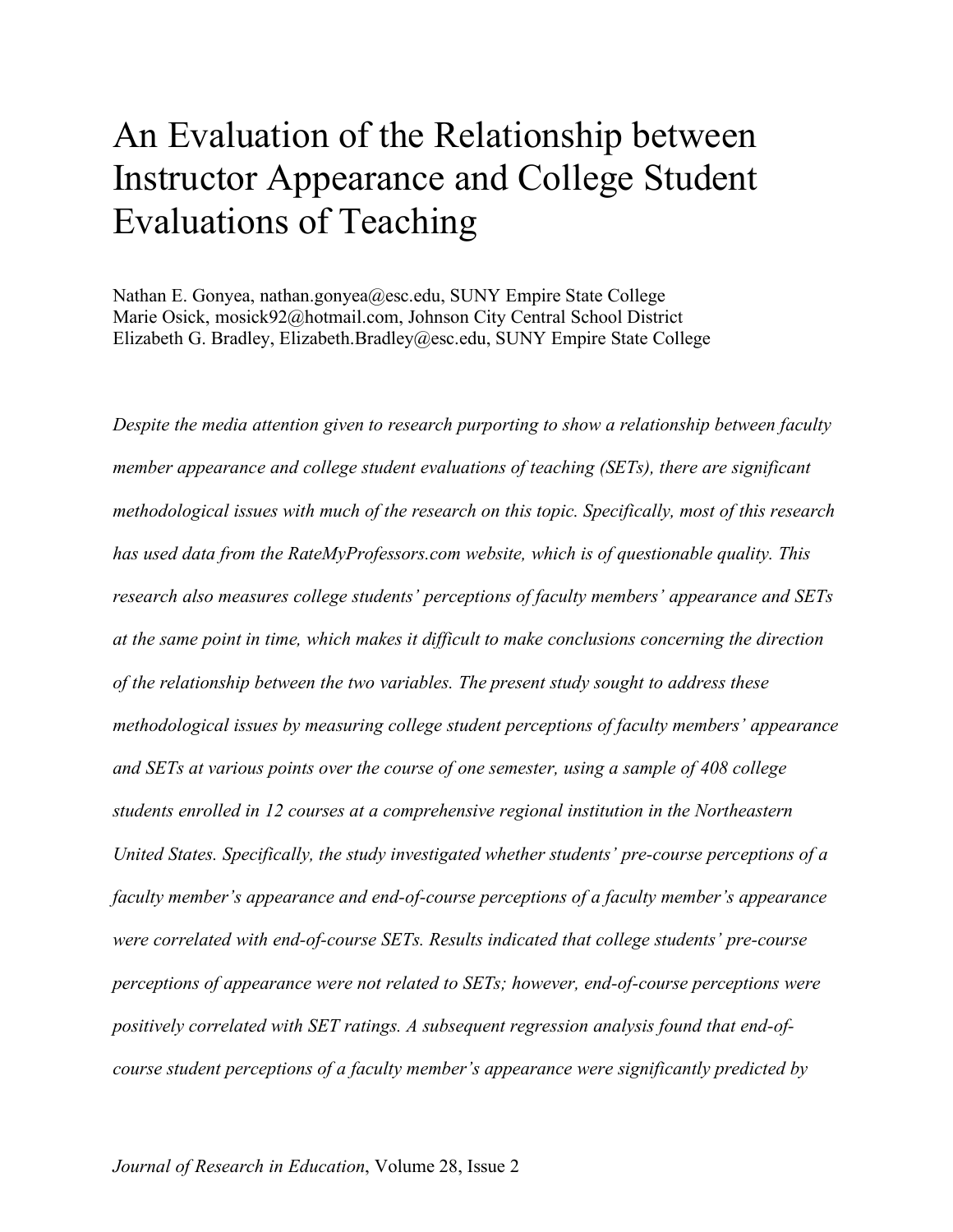# An Evaluation of the Relationship between Instructor Appearance and College Student Evaluations of Teaching

Nathan E. Gonyea, nathan.gonyea@esc.edu, SUNY Empire State College
Marie Osick, mosick92@hotmail.com, Johnson City Central School District
Elizabeth G. Bradley, Elizabeth.Bradley@esc.edu, SUNY Empire State College

*Despite the media attention given to research purporting to show a relationship between faculty member appearance and college student evaluations of teaching (SETs), there are significant methodological issues with much of the research on this topic. Specifically, most of this research has used data from the RateMyProfessors.com website, which is of questionable quality. This research also measures college students' perceptions of faculty members' appearance and SETs at the same point in time, which makes it difficult to make conclusions concerning the direction of the relationship between the two variables. The present study sought to address these methodological issues by measuring college student perceptions of faculty members' appearance and SETs at various points over the course of one semester, using a sample of 408 college students enrolled in 12 courses at a comprehensive regional institution in the Northeastern United States. Specifically, the study investigated whether students' pre-course perceptions of a faculty member's appearance and end-of-course perceptions of a faculty member's appearance were correlated with end-of-course SETs. Results indicated that college students' pre-course perceptions of appearance were not related to SETs; however, end-of-course perceptions were positively correlated with SET ratings. A subsequent regression analysis found that end-of-course student perceptions of a faculty member's appearance were significantly predicted by*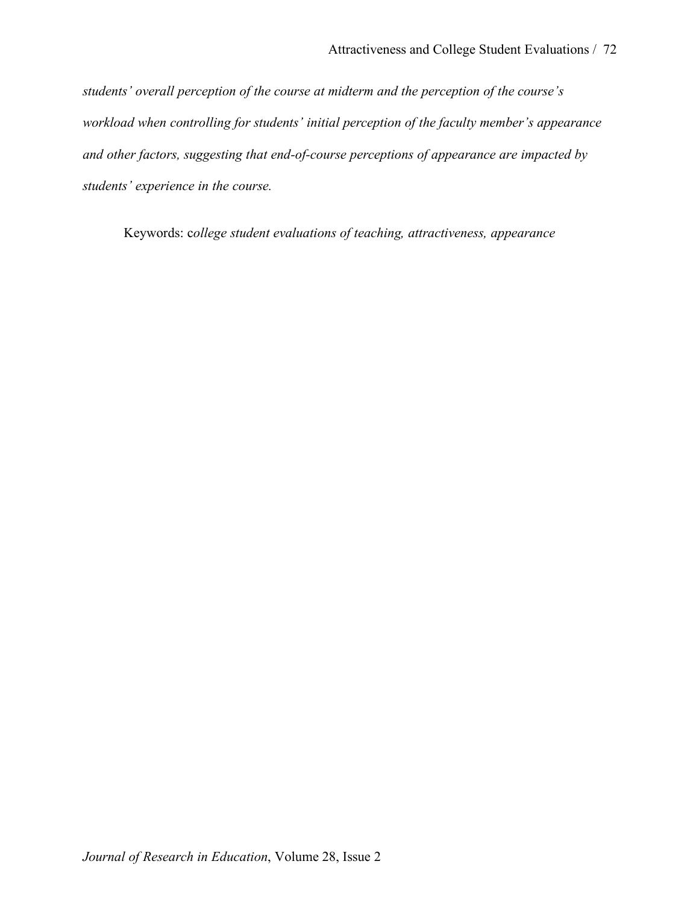*students' overall perception of the course at midterm and the perception of the course's workload when controlling for students' initial perception of the faculty member's appearance and other factors, suggesting that end-of-course perceptions of appearance are impacted by students' experience in the course.*

Keywords: c*ollege student evaluations of teaching, attractiveness, appearance*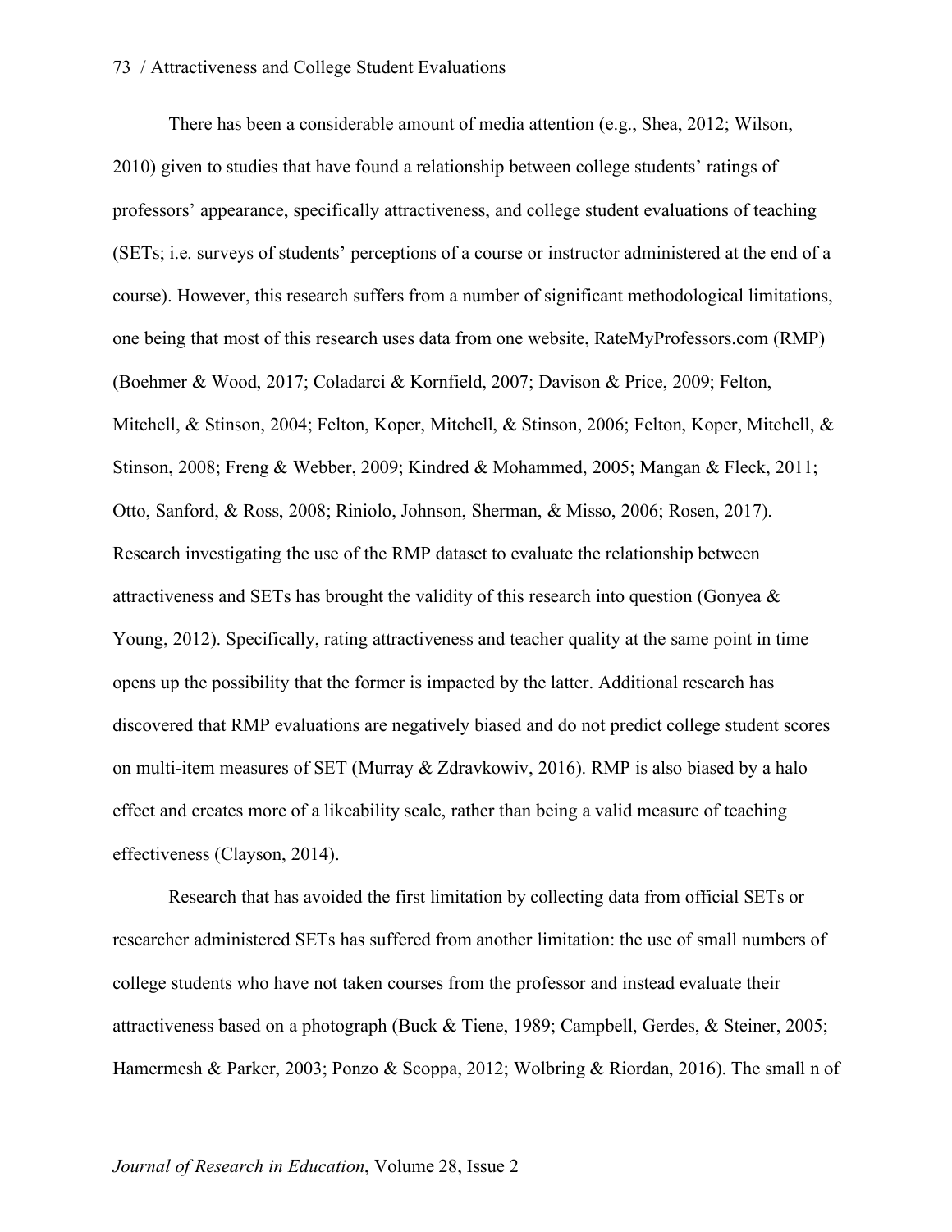There has been a considerable amount of media attention (e.g., Shea, 2012; Wilson, 2010) given to studies that have found a relationship between college students' ratings of professors' appearance, specifically attractiveness, and college student evaluations of teaching (SETs; i.e. surveys of students' perceptions of a course or instructor administered at the end of a course). However, this research suffers from a number of significant methodological limitations, one being that most of this research uses data from one website, RateMyProfessors.com (RMP) (Boehmer & Wood, 2017; Coladarci & Kornfield, 2007; Davison & Price, 2009; Felton, Mitchell, & Stinson, 2004; Felton, Koper, Mitchell, & Stinson, 2006; Felton, Koper, Mitchell, & Stinson, 2008; Freng & Webber, 2009; Kindred & Mohammed, 2005; Mangan & Fleck, 2011; Otto, Sanford, & Ross, 2008; Riniolo, Johnson, Sherman, & Misso, 2006; Rosen, 2017). Research investigating the use of the RMP dataset to evaluate the relationship between attractiveness and SETs has brought the validity of this research into question (Gonyea & Young, 2012). Specifically, rating attractiveness and teacher quality at the same point in time opens up the possibility that the former is impacted by the latter. Additional research has discovered that RMP evaluations are negatively biased and do not predict college student scores on multi-item measures of SET (Murray & Zdravkowiv, 2016). RMP is also biased by a halo effect and creates more of a likeability scale, rather than being a valid measure of teaching effectiveness (Clayson, 2014).

Research that has avoided the first limitation by collecting data from official SETs or researcher administered SETs has suffered from another limitation: the use of small numbers of college students who have not taken courses from the professor and instead evaluate their attractiveness based on a photograph (Buck & Tiene, 1989; Campbell, Gerdes, & Steiner, 2005; Hamermesh & Parker, 2003; Ponzo & Scoppa, 2012; Wolbring & Riordan, 2016). The small n of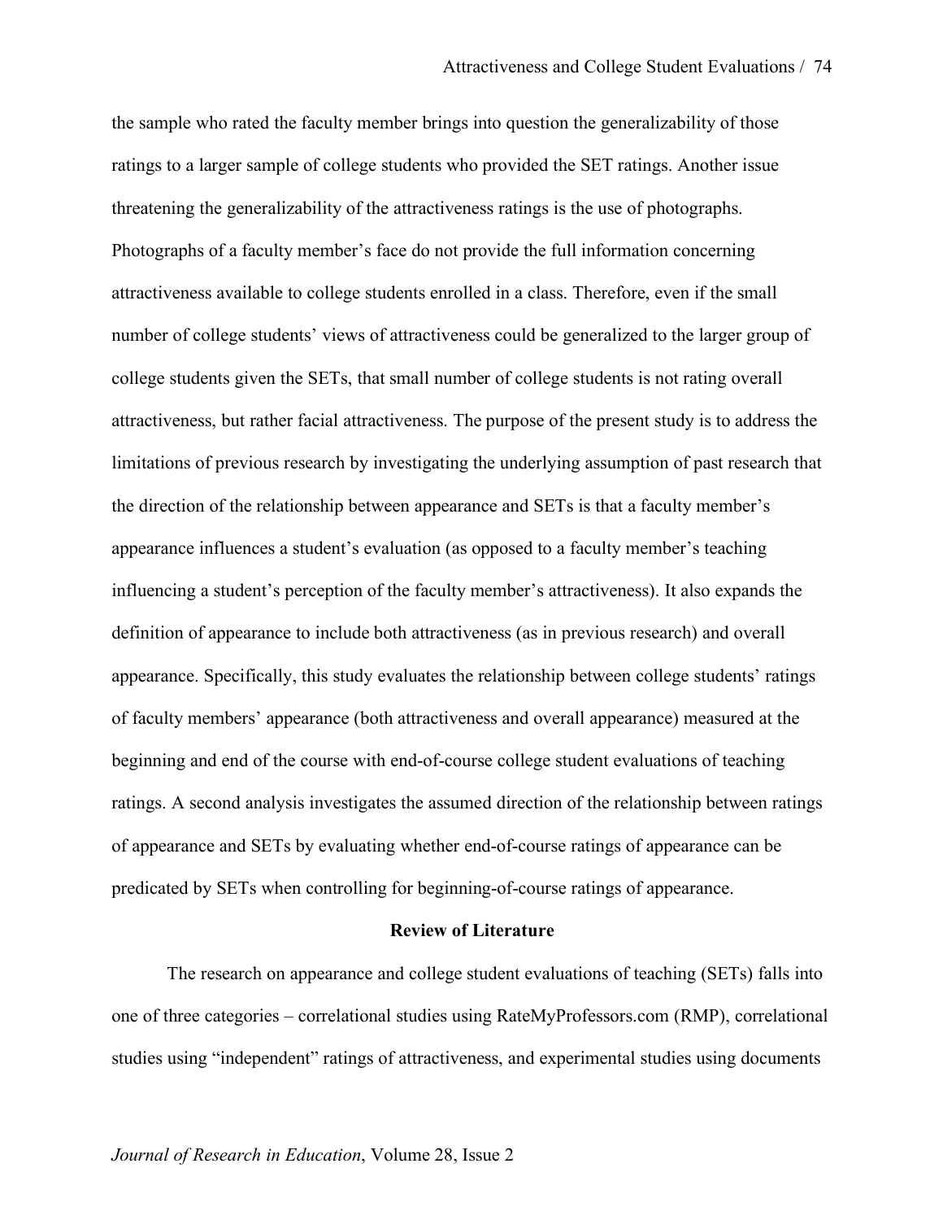the sample who rated the faculty member brings into question the generalizability of those ratings to a larger sample of college students who provided the SET ratings. Another issue threatening the generalizability of the attractiveness ratings is the use of photographs. Photographs of a faculty member's face do not provide the full information concerning attractiveness available to college students enrolled in a class. Therefore, even if the small number of college students' views of attractiveness could be generalized to the larger group of college students given the SETs, that small number of college students is not rating overall attractiveness, but rather facial attractiveness. The purpose of the present study is to address the limitations of previous research by investigating the underlying assumption of past research that the direction of the relationship between appearance and SETs is that a faculty member's appearance influences a student's evaluation (as opposed to a faculty member's teaching influencing a student's perception of the faculty member's attractiveness). It also expands the definition of appearance to include both attractiveness (as in previous research) and overall appearance. Specifically, this study evaluates the relationship between college students' ratings of faculty members' appearance (both attractiveness and overall appearance) measured at the beginning and end of the course with end-of-course college student evaluations of teaching ratings. A second analysis investigates the assumed direction of the relationship between ratings of appearance and SETs by evaluating whether end-of-course ratings of appearance can be predicated by SETs when controlling for beginning-of-course ratings of appearance.

## Review of Literature

The research on appearance and college student evaluations of teaching (SETs) falls into one of three categories – correlational studies using RateMyProfessors.com (RMP), correlational studies using "independent" ratings of attractiveness, and experimental studies using documents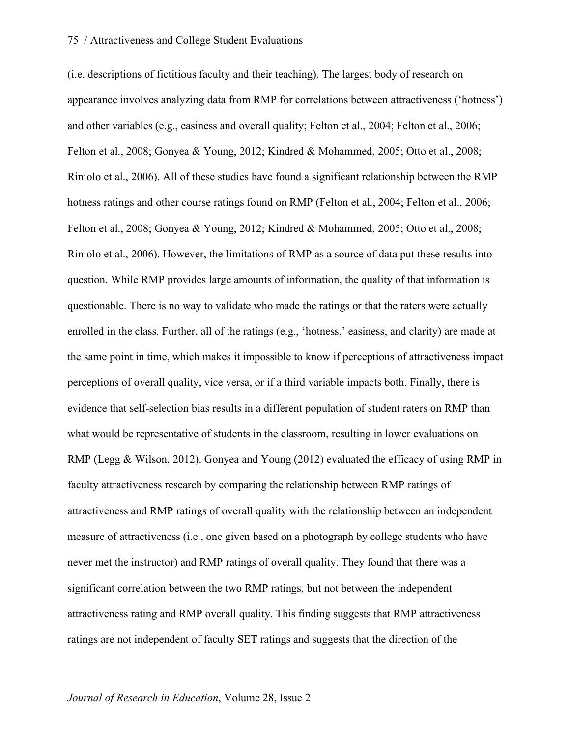(i.e. descriptions of fictitious faculty and their teaching). The largest body of research on appearance involves analyzing data from RMP for correlations between attractiveness ('hotness') and other variables (e.g., easiness and overall quality; Felton et al., 2004; Felton et al., 2006; Felton et al., 2008; Gonyea & Young, 2012; Kindred & Mohammed, 2005; Otto et al., 2008; Riniolo et al., 2006). All of these studies have found a significant relationship between the RMP hotness ratings and other course ratings found on RMP (Felton et al., 2004; Felton et al., 2006; Felton et al., 2008; Gonyea & Young, 2012; Kindred & Mohammed, 2005; Otto et al., 2008; Riniolo et al., 2006). However, the limitations of RMP as a source of data put these results into question. While RMP provides large amounts of information, the quality of that information is questionable. There is no way to validate who made the ratings or that the raters were actually enrolled in the class. Further, all of the ratings (e.g., 'hotness,' easiness, and clarity) are made at the same point in time, which makes it impossible to know if perceptions of attractiveness impact perceptions of overall quality, vice versa, or if a third variable impacts both. Finally, there is evidence that self-selection bias results in a different population of student raters on RMP than what would be representative of students in the classroom, resulting in lower evaluations on RMP (Legg & Wilson, 2012). Gonyea and Young (2012) evaluated the efficacy of using RMP in faculty attractiveness research by comparing the relationship between RMP ratings of attractiveness and RMP ratings of overall quality with the relationship between an independent measure of attractiveness (i.e., one given based on a photograph by college students who have never met the instructor) and RMP ratings of overall quality. They found that there was a significant correlation between the two RMP ratings, but not between the independent attractiveness rating and RMP overall quality. This finding suggests that RMP attractiveness ratings are not independent of faculty SET ratings and suggests that the direction of the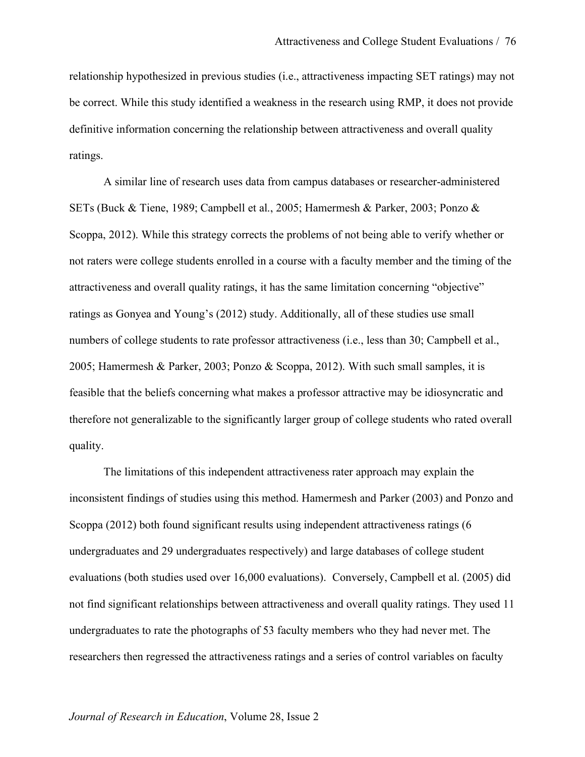relationship hypothesized in previous studies (i.e., attractiveness impacting SET ratings) may not be correct. While this study identified a weakness in the research using RMP, it does not provide definitive information concerning the relationship between attractiveness and overall quality ratings.

A similar line of research uses data from campus databases or researcher-administered SETs (Buck & Tiene, 1989; Campbell et al., 2005; Hamermesh & Parker, 2003; Ponzo & Scoppa, 2012). While this strategy corrects the problems of not being able to verify whether or not raters were college students enrolled in a course with a faculty member and the timing of the attractiveness and overall quality ratings, it has the same limitation concerning "objective" ratings as Gonyea and Young's (2012) study. Additionally, all of these studies use small numbers of college students to rate professor attractiveness (i.e., less than 30; Campbell et al., 2005; Hamermesh & Parker, 2003; Ponzo & Scoppa, 2012). With such small samples, it is feasible that the beliefs concerning what makes a professor attractive may be idiosyncratic and therefore not generalizable to the significantly larger group of college students who rated overall quality.

The limitations of this independent attractiveness rater approach may explain the inconsistent findings of studies using this method. Hamermesh and Parker (2003) and Ponzo and Scoppa (2012) both found significant results using independent attractiveness ratings (6 undergraduates and 29 undergraduates respectively) and large databases of college student evaluations (both studies used over 16,000 evaluations). Conversely, Campbell et al. (2005) did not find significant relationships between attractiveness and overall quality ratings. They used 11 undergraduates to rate the photographs of 53 faculty members who they had never met. The researchers then regressed the attractiveness ratings and a series of control variables on faculty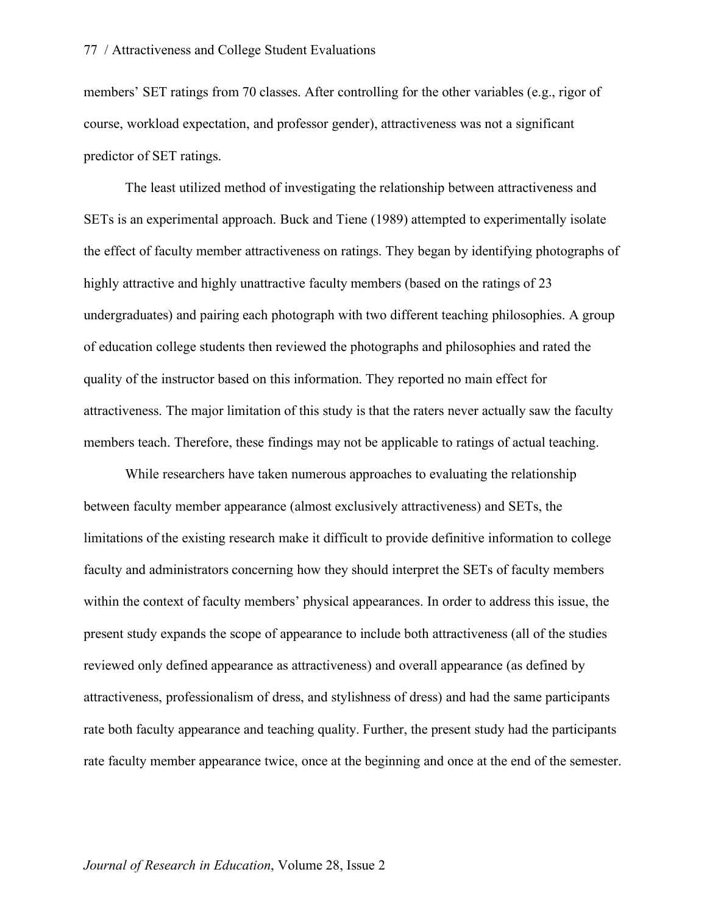members' SET ratings from 70 classes. After controlling for the other variables (e.g., rigor of course, workload expectation, and professor gender), attractiveness was not a significant predictor of SET ratings.

The least utilized method of investigating the relationship between attractiveness and SETs is an experimental approach. Buck and Tiene (1989) attempted to experimentally isolate the effect of faculty member attractiveness on ratings. They began by identifying photographs of highly attractive and highly unattractive faculty members (based on the ratings of 23 undergraduates) and pairing each photograph with two different teaching philosophies. A group of education college students then reviewed the photographs and philosophies and rated the quality of the instructor based on this information. They reported no main effect for attractiveness. The major limitation of this study is that the raters never actually saw the faculty members teach. Therefore, these findings may not be applicable to ratings of actual teaching.

While researchers have taken numerous approaches to evaluating the relationship between faculty member appearance (almost exclusively attractiveness) and SETs, the limitations of the existing research make it difficult to provide definitive information to college faculty and administrators concerning how they should interpret the SETs of faculty members within the context of faculty members' physical appearances. In order to address this issue, the present study expands the scope of appearance to include both attractiveness (all of the studies reviewed only defined appearance as attractiveness) and overall appearance (as defined by attractiveness, professionalism of dress, and stylishness of dress) and had the same participants rate both faculty appearance and teaching quality. Further, the present study had the participants rate faculty member appearance twice, once at the beginning and once at the end of the semester.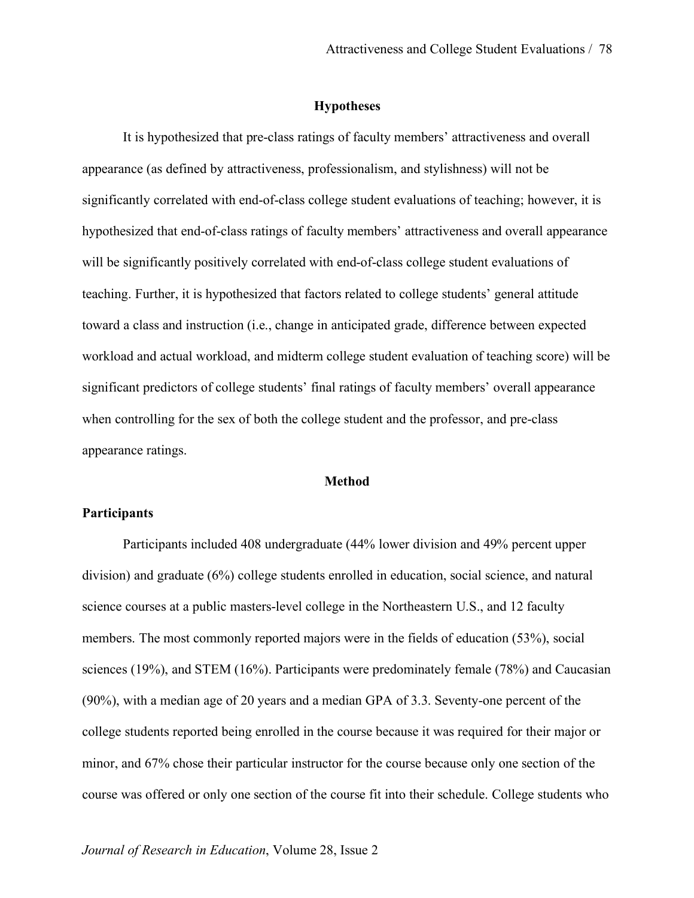## Hypotheses

It is hypothesized that pre-class ratings of faculty members' attractiveness and overall appearance (as defined by attractiveness, professionalism, and stylishness) will not be significantly correlated with end-of-class college student evaluations of teaching; however, it is hypothesized that end-of-class ratings of faculty members' attractiveness and overall appearance will be significantly positively correlated with end-of-class college student evaluations of teaching. Further, it is hypothesized that factors related to college students' general attitude toward a class and instruction (i.e., change in anticipated grade, difference between expected workload and actual workload, and midterm college student evaluation of teaching score) will be significant predictors of college students' final ratings of faculty members' overall appearance when controlling for the sex of both the college student and the professor, and pre-class appearance ratings.

## Method

### Participants

Participants included 408 undergraduate (44% lower division and 49% percent upper division) and graduate (6%) college students enrolled in education, social science, and natural science courses at a public masters-level college in the Northeastern U.S., and 12 faculty members. The most commonly reported majors were in the fields of education (53%), social sciences (19%), and STEM (16%). Participants were predominately female (78%) and Caucasian (90%), with a median age of 20 years and a median GPA of 3.3. Seventy-one percent of the college students reported being enrolled in the course because it was required for their major or minor, and 67% chose their particular instructor for the course because only one section of the course was offered or only one section of the course fit into their schedule. College students who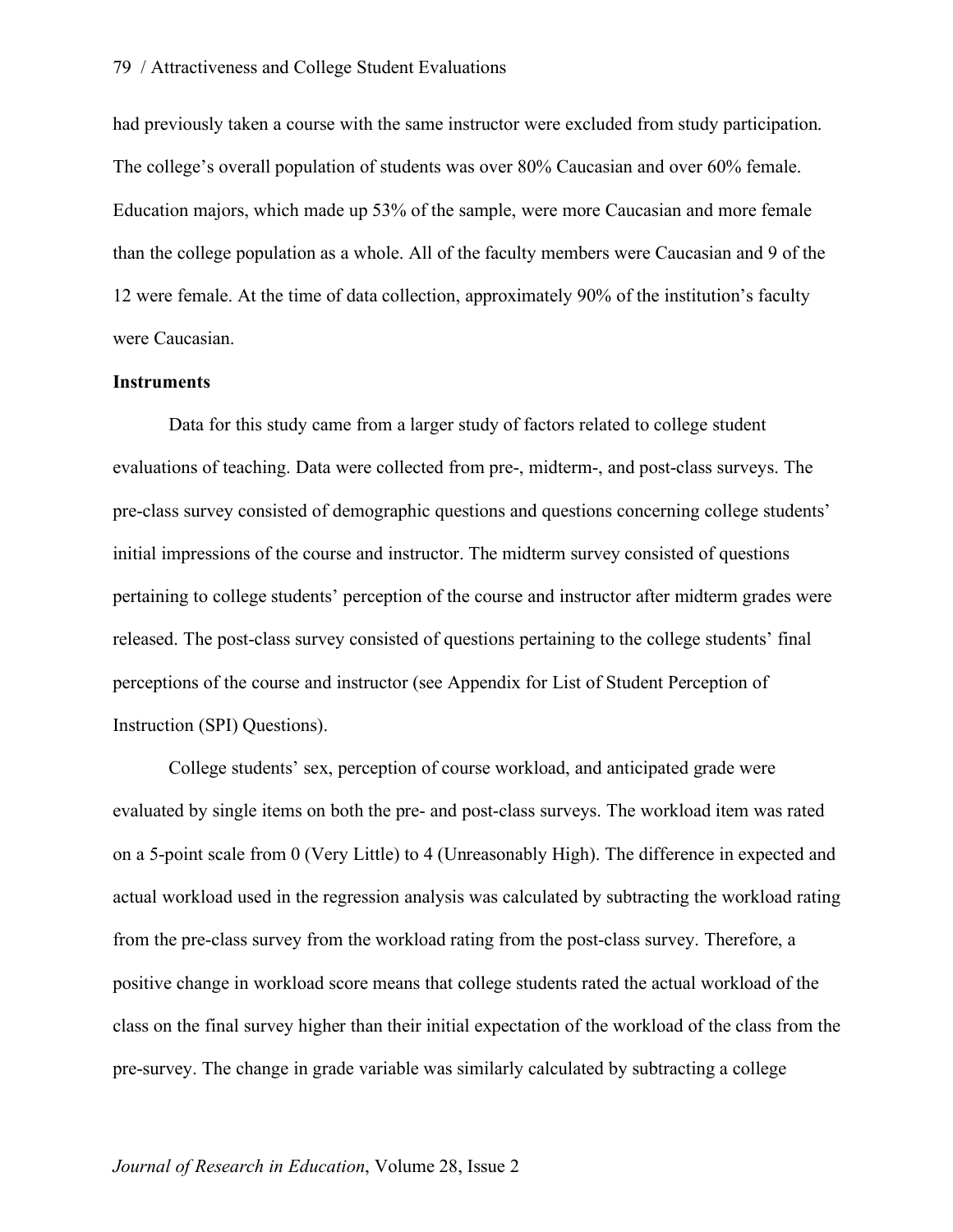had previously taken a course with the same instructor were excluded from study participation. The college's overall population of students was over 80% Caucasian and over 60% female. Education majors, which made up 53% of the sample, were more Caucasian and more female than the college population as a whole. All of the faculty members were Caucasian and 9 of the 12 were female. At the time of data collection, approximately 90% of the institution's faculty were Caucasian.

**Instruments**

Data for this study came from a larger study of factors related to college student evaluations of teaching. Data were collected from pre-, midterm-, and post-class surveys. The pre-class survey consisted of demographic questions and questions concerning college students' initial impressions of the course and instructor. The midterm survey consisted of questions pertaining to college students' perception of the course and instructor after midterm grades were released. The post-class survey consisted of questions pertaining to the college students' final perceptions of the course and instructor (see Appendix for List of Student Perception of Instruction (SPI) Questions).

College students' sex, perception of course workload, and anticipated grade were evaluated by single items on both the pre- and post-class surveys. The workload item was rated on a 5-point scale from 0 (Very Little) to 4 (Unreasonably High). The difference in expected and actual workload used in the regression analysis was calculated by subtracting the workload rating from the pre-class survey from the workload rating from the post-class survey. Therefore, a positive change in workload score means that college students rated the actual workload of the class on the final survey higher than their initial expectation of the workload of the class from the pre-survey. The change in grade variable was similarly calculated by subtracting a college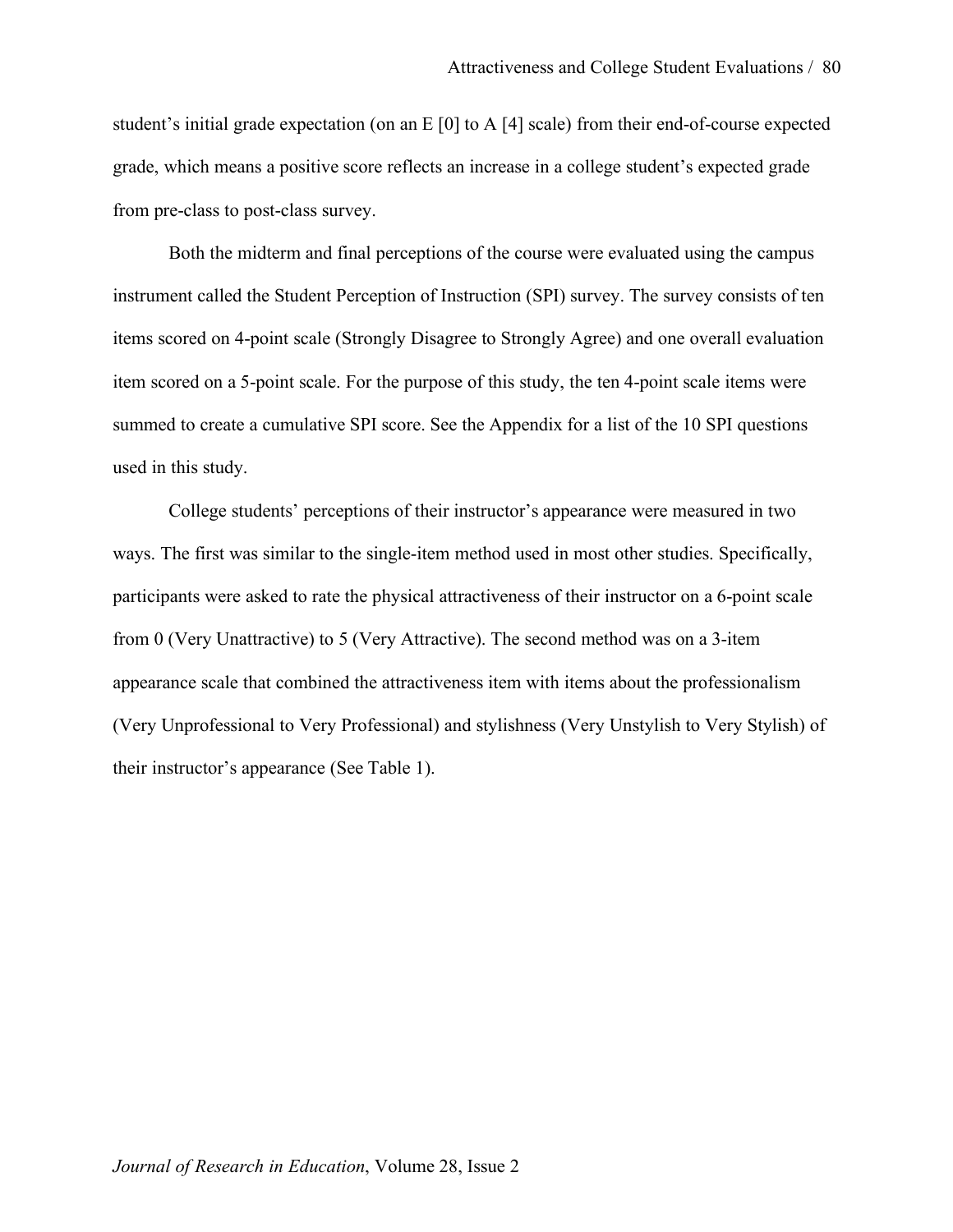student's initial grade expectation (on an E [0] to A [4] scale) from their end-of-course expected grade, which means a positive score reflects an increase in a college student's expected grade from pre-class to post-class survey.

Both the midterm and final perceptions of the course were evaluated using the campus instrument called the Student Perception of Instruction (SPI) survey. The survey consists of ten items scored on 4-point scale (Strongly Disagree to Strongly Agree) and one overall evaluation item scored on a 5-point scale. For the purpose of this study, the ten 4-point scale items were summed to create a cumulative SPI score. See the Appendix for a list of the 10 SPI questions used in this study.

College students' perceptions of their instructor's appearance were measured in two ways. The first was similar to the single-item method used in most other studies. Specifically, participants were asked to rate the physical attractiveness of their instructor on a 6-point scale from 0 (Very Unattractive) to 5 (Very Attractive). The second method was on a 3-item appearance scale that combined the attractiveness item with items about the professionalism (Very Unprofessional to Very Professional) and stylishness (Very Unstylish to Very Stylish) of their instructor's appearance (See Table 1).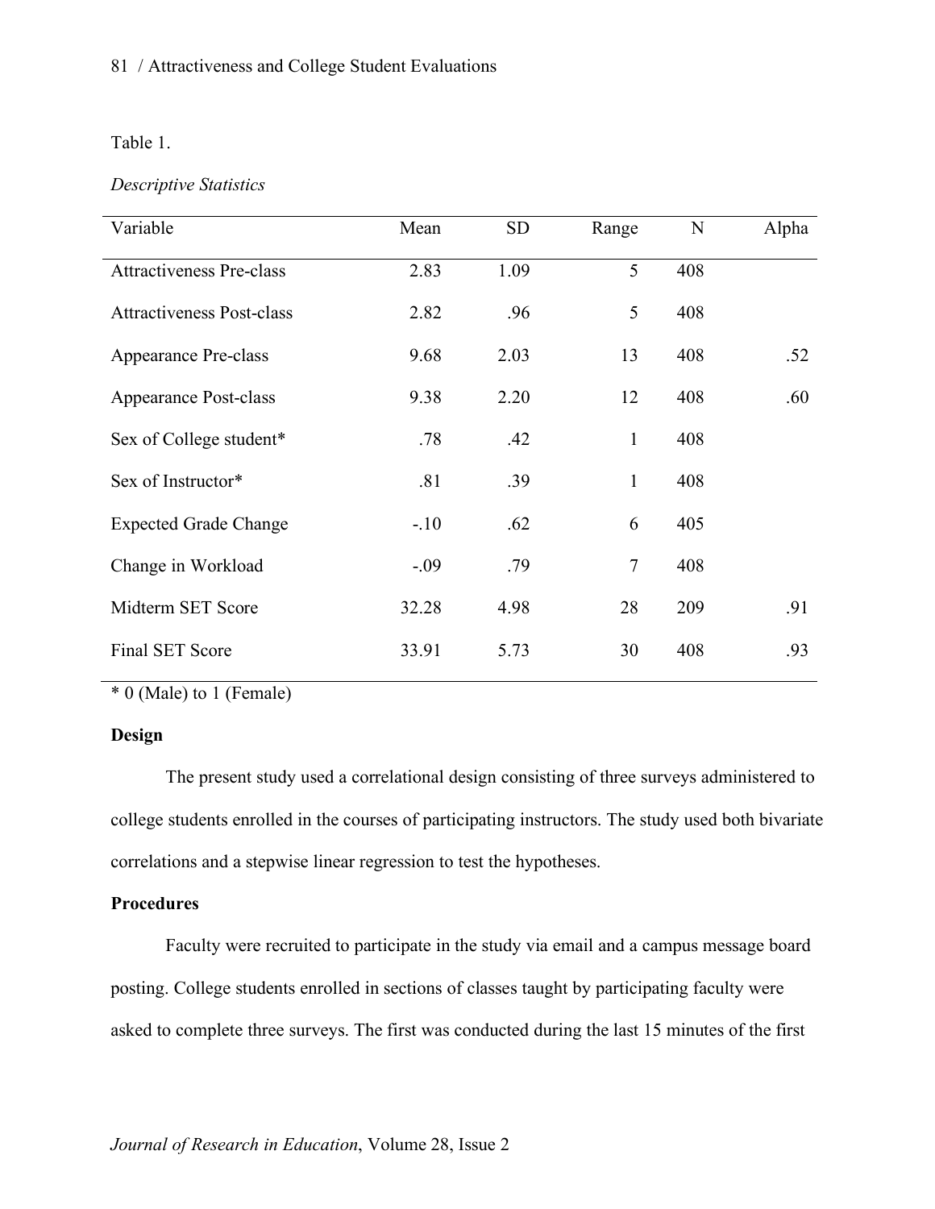Table 1.

*Descriptive Statistics*

| Variable | Mean | SD | Range | N | Alpha |
|---|---|---|---|---|---|
| Attractiveness Pre-class | 2.83 | 1.09 | 5 | 408 | |
| Attractiveness Post-class | 2.82 | .96 | 5 | 408 | |
| Appearance Pre-class | 9.68 | 2.03 | 13 | 408 | .52 |
| Appearance Post-class | 9.38 | 2.20 | 12 | 408 | .60 |
| Sex of College student* | .78 | .42 | 1 | 408 | |
| Sex of Instructor* | .81 | .39 | 1 | 408 | |
| Expected Grade Change | -.10 | .62 | 6 | 405 | |
| Change in Workload | -.09 | .79 | 7 | 408 | |
| Midterm SET Score | 32.28 | 4.98 | 28 | 209 | .91 |
| Final SET Score | 33.91 | 5.73 | 30 | 408 | .93 |

* 0 (Male) to 1 (Female)

**Design**

The present study used a correlational design consisting of three surveys administered to college students enrolled in the courses of participating instructors. The study used both bivariate correlations and a stepwise linear regression to test the hypotheses.

**Procedures**

Faculty were recruited to participate in the study via email and a campus message board posting. College students enrolled in sections of classes taught by participating faculty were asked to complete three surveys. The first was conducted during the last 15 minutes of the first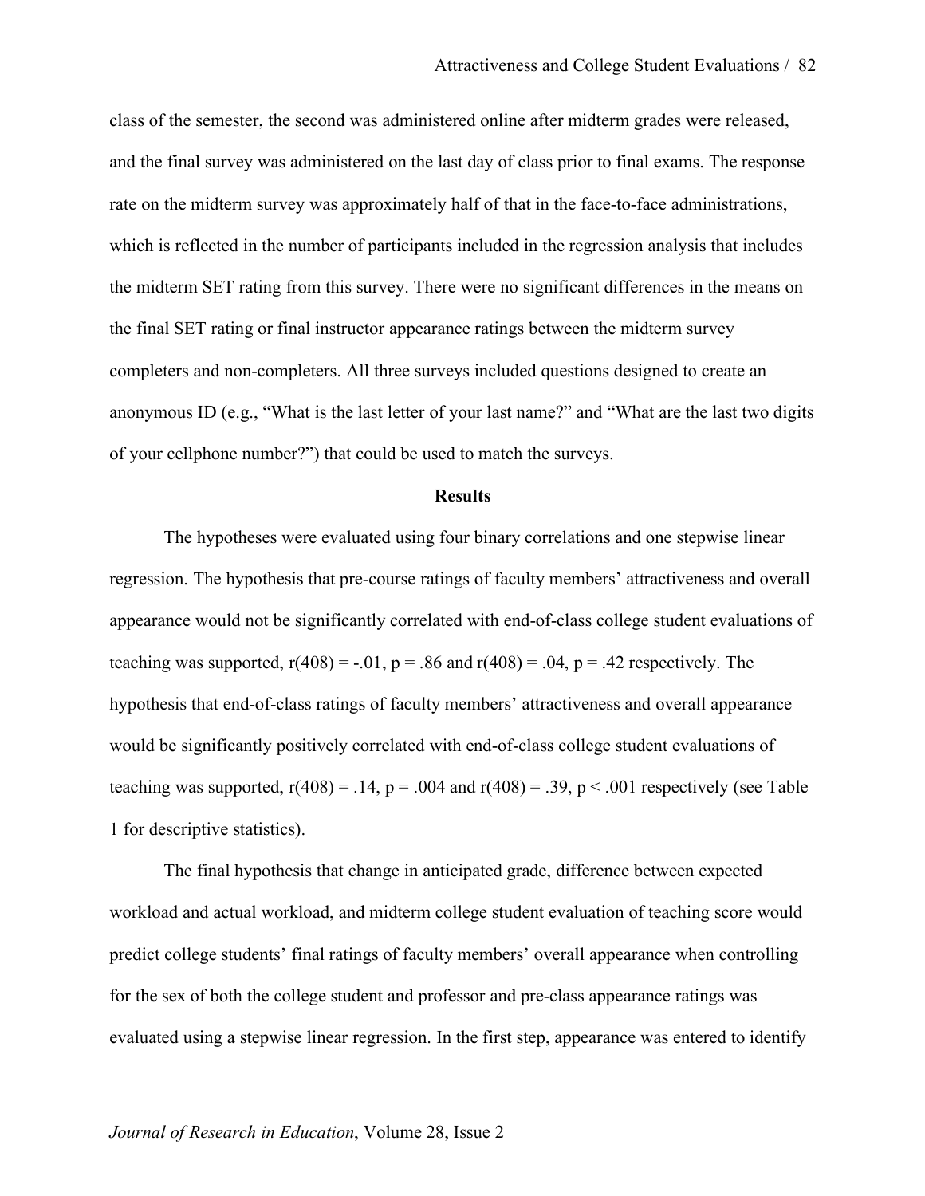class of the semester, the second was administered online after midterm grades were released, and the final survey was administered on the last day of class prior to final exams. The response rate on the midterm survey was approximately half of that in the face-to-face administrations, which is reflected in the number of participants included in the regression analysis that includes the midterm SET rating from this survey. There were no significant differences in the means on the final SET rating or final instructor appearance ratings between the midterm survey completers and non-completers. All three surveys included questions designed to create an anonymous ID (e.g., "What is the last letter of your last name?" and "What are the last two digits of your cellphone number?") that could be used to match the surveys.

## Results

The hypotheses were evaluated using four binary correlations and one stepwise linear regression. The hypothesis that pre-course ratings of faculty members' attractiveness and overall appearance would not be significantly correlated with end-of-class college student evaluations of teaching was supported, $r(408) = -.01$, $p = .86$ and $r(408) = .04$, $p = .42$ respectively. The hypothesis that end-of-class ratings of faculty members' attractiveness and overall appearance would be significantly positively correlated with end-of-class college student evaluations of teaching was supported, $r(408) = .14$, $p = .004$ and $r(408) = .39$, $p < .001$ respectively (see Table 1 for descriptive statistics).

The final hypothesis that change in anticipated grade, difference between expected workload and actual workload, and midterm college student evaluation of teaching score would predict college students' final ratings of faculty members' overall appearance when controlling for the sex of both the college student and professor and pre-class appearance ratings was evaluated using a stepwise linear regression. In the first step, appearance was entered to identify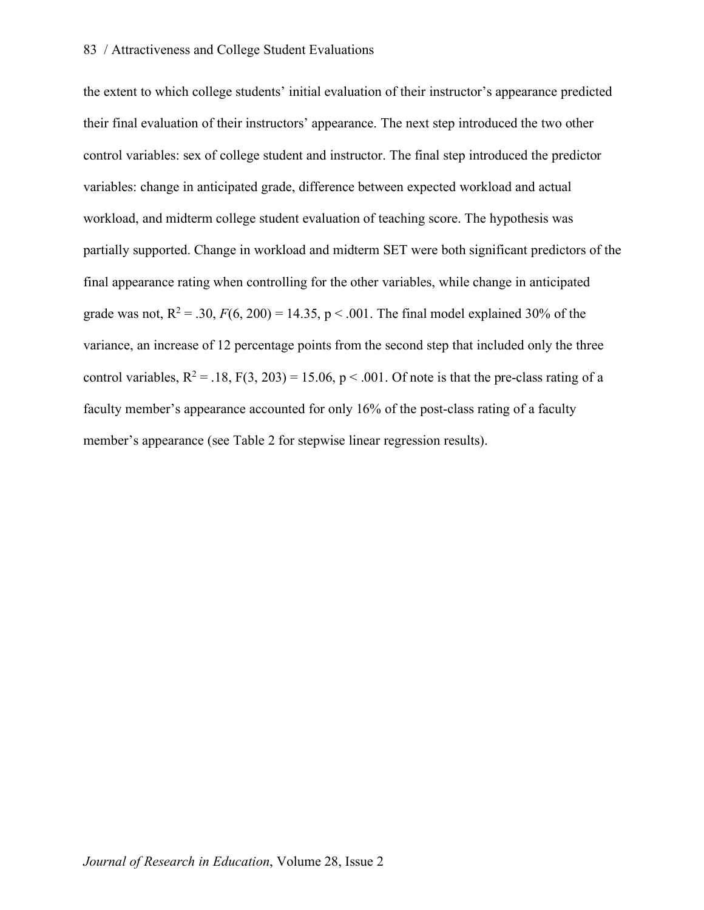the extent to which college students' initial evaluation of their instructor's appearance predicted their final evaluation of their instructors' appearance. The next step introduced the two other control variables: sex of college student and instructor. The final step introduced the predictor variables: change in anticipated grade, difference between expected workload and actual workload, and midterm college student evaluation of teaching score. The hypothesis was partially supported. Change in workload and midterm SET were both significant predictors of the final appearance rating when controlling for the other variables, while change in anticipated grade was not, $R^2 = .30$, $F(6, 200) = 14.35$, $p < .001$. The final model explained 30% of the variance, an increase of 12 percentage points from the second step that included only the three control variables, $R^2 = .18$, $F(3, 203) = 15.06$, $p < .001$. Of note is that the pre-class rating of a faculty member's appearance accounted for only 16% of the post-class rating of a faculty member's appearance (see Table 2 for stepwise linear regression results).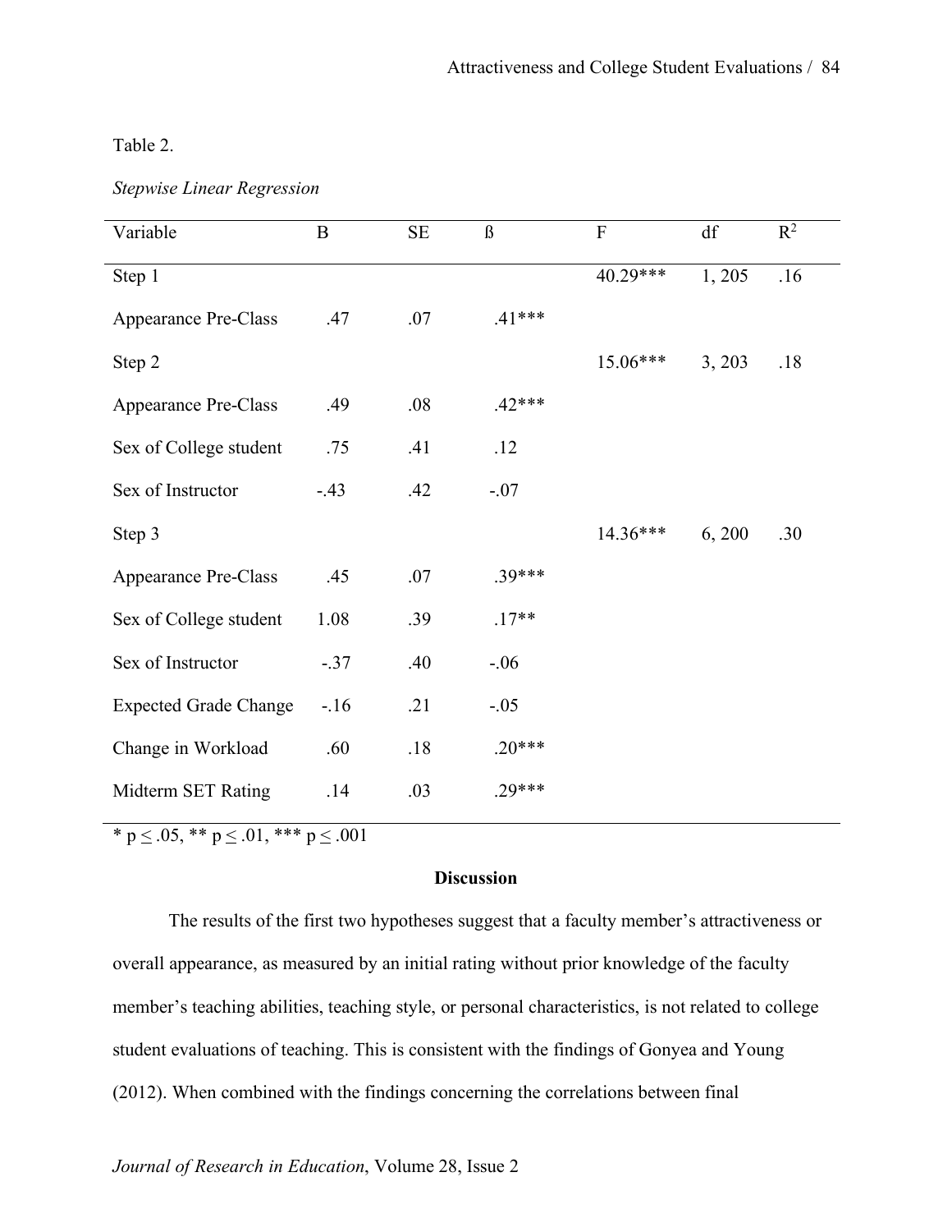Table 2.

*Stepwise Linear Regression*

| Variable | B | SE | ß | F | df | $R^2$ |
|---|---|---|---|---|---|---|
| Step 1 | | | | 40.29*** | 1, 205 | .16 |
| Appearance Pre-Class | .47 | .07 | .41*** | | | |
| Step 2 | | | | 15.06*** | 3, 203 | .18 |
| Appearance Pre-Class | .49 | .08 | .42*** | | | |
| Sex of College student | .75 | .41 | .12 | | | |
| Sex of Instructor | -.43 | .42 | -.07 | | | |
| Step 3 | | | | 14.36*** | 6, 200 | .30 |
| Appearance Pre-Class | .45 | .07 | .39*** | | | |
| Sex of College student | 1.08 | .39 | .17** | | | |
| Sex of Instructor | -.37 | .40 | -.06 | | | |
| Expected Grade Change | -.16 | .21 | -.05 | | | |
| Change in Workload | .60 | .18 | .20*** | | | |
| Midterm SET Rating | .14 | .03 | .29*** | | | |

* $p \leq .05$, ** $p \leq .01$, *** $p \leq .001$

## Discussion

The results of the first two hypotheses suggest that a faculty member's attractiveness or overall appearance, as measured by an initial rating without prior knowledge of the faculty member's teaching abilities, teaching style, or personal characteristics, is not related to college student evaluations of teaching. This is consistent with the findings of Gonyea and Young (2012). When combined with the findings concerning the correlations between final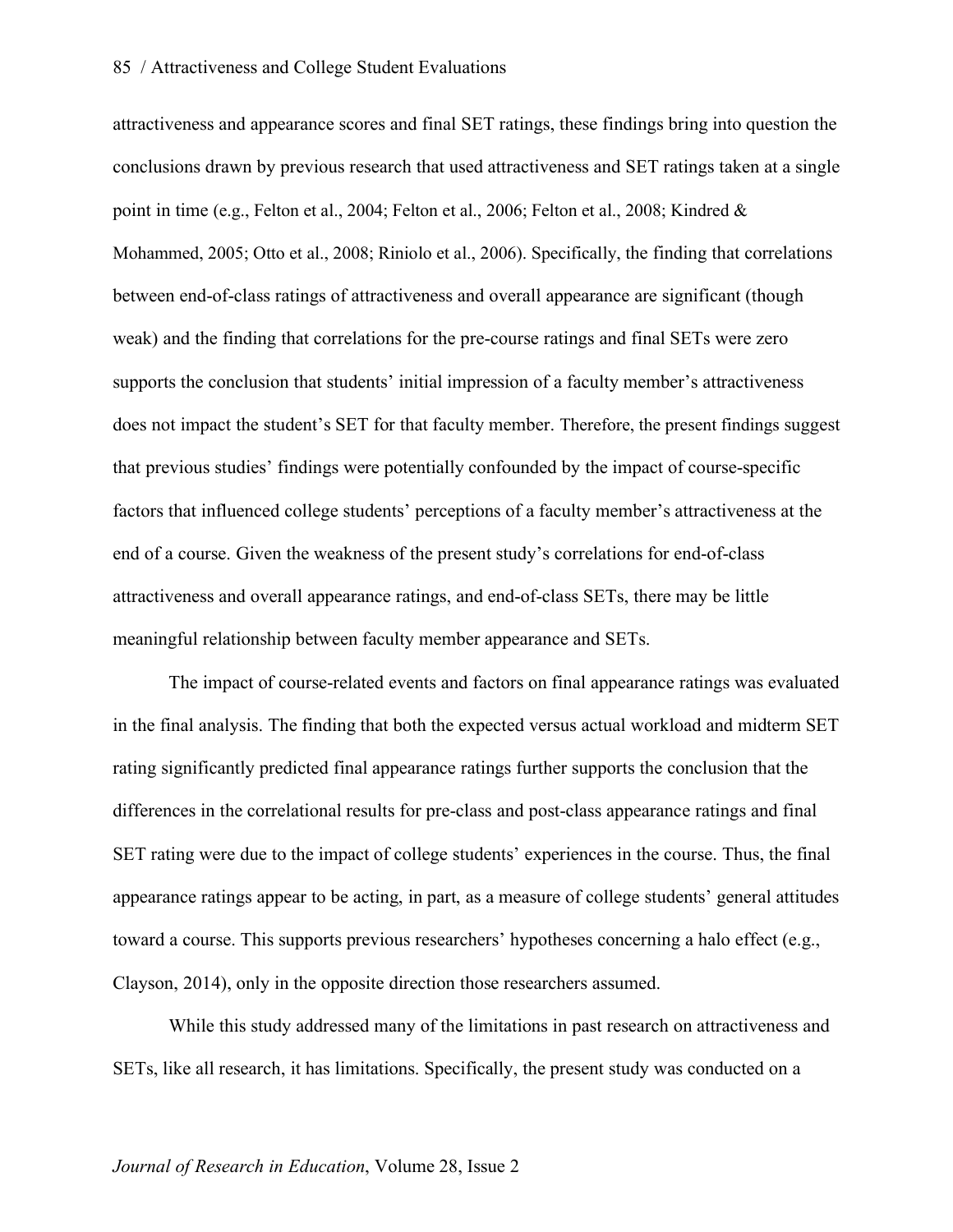attractiveness and appearance scores and final SET ratings, these findings bring into question the conclusions drawn by previous research that used attractiveness and SET ratings taken at a single point in time (e.g., Felton et al., 2004; Felton et al., 2006; Felton et al., 2008; Kindred & Mohammed, 2005; Otto et al., 2008; Riniolo et al., 2006). Specifically, the finding that correlations between end-of-class ratings of attractiveness and overall appearance are significant (though weak) and the finding that correlations for the pre-course ratings and final SETs were zero supports the conclusion that students' initial impression of a faculty member's attractiveness does not impact the student's SET for that faculty member. Therefore, the present findings suggest that previous studies' findings were potentially confounded by the impact of course-specific factors that influenced college students' perceptions of a faculty member's attractiveness at the end of a course. Given the weakness of the present study's correlations for end-of-class attractiveness and overall appearance ratings, and end-of-class SETs, there may be little meaningful relationship between faculty member appearance and SETs.

The impact of course-related events and factors on final appearance ratings was evaluated in the final analysis. The finding that both the expected versus actual workload and midterm SET rating significantly predicted final appearance ratings further supports the conclusion that the differences in the correlational results for pre-class and post-class appearance ratings and final SET rating were due to the impact of college students' experiences in the course. Thus, the final appearance ratings appear to be acting, in part, as a measure of college students' general attitudes toward a course. This supports previous researchers' hypotheses concerning a halo effect (e.g., Clayson, 2014), only in the opposite direction those researchers assumed.

While this study addressed many of the limitations in past research on attractiveness and SETs, like all research, it has limitations. Specifically, the present study was conducted on a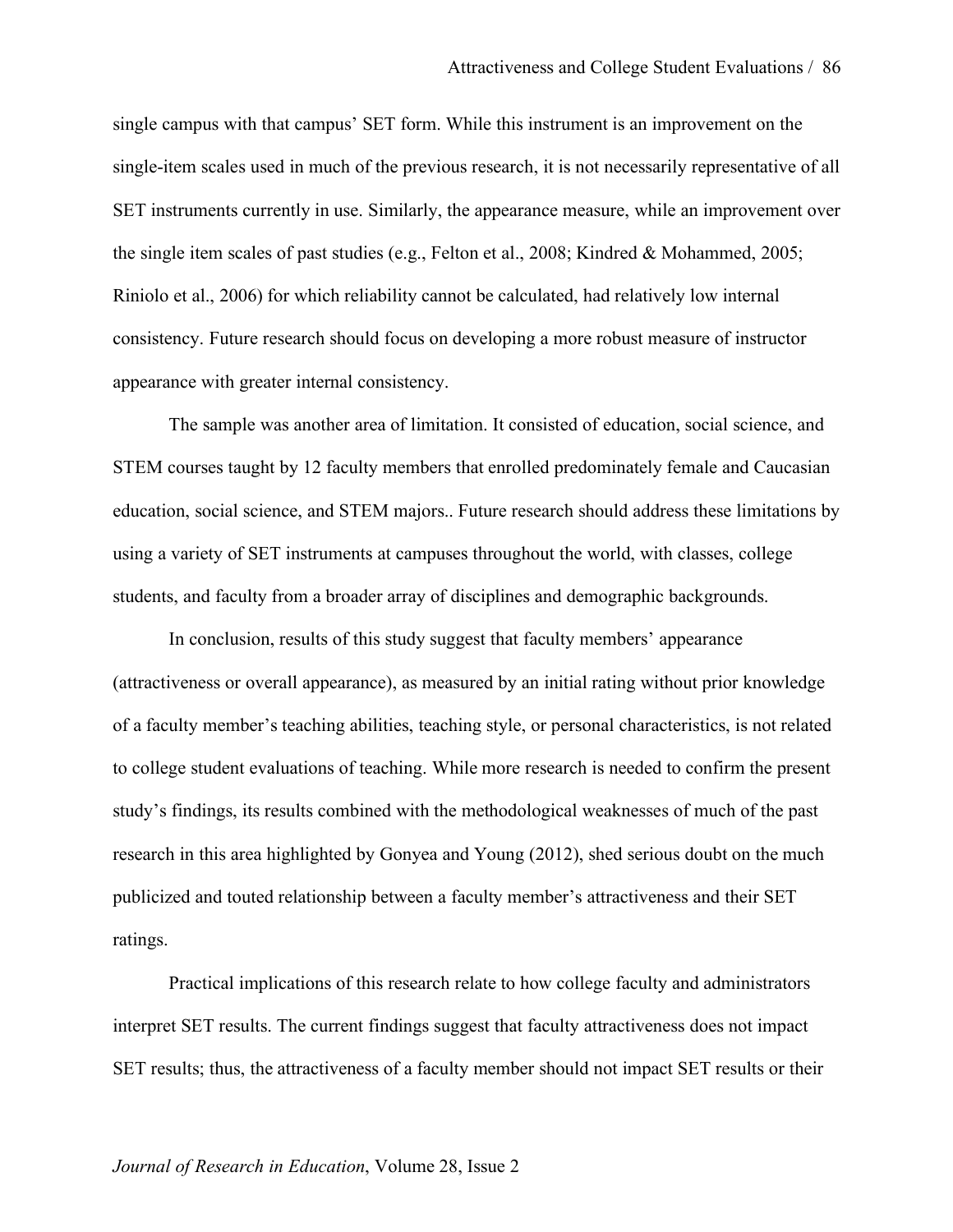single campus with that campus' SET form. While this instrument is an improvement on the single-item scales used in much of the previous research, it is not necessarily representative of all SET instruments currently in use. Similarly, the appearance measure, while an improvement over the single item scales of past studies (e.g., Felton et al., 2008; Kindred & Mohammed, 2005; Riniolo et al., 2006) for which reliability cannot be calculated, had relatively low internal consistency. Future research should focus on developing a more robust measure of instructor appearance with greater internal consistency.

The sample was another area of limitation. It consisted of education, social science, and STEM courses taught by 12 faculty members that enrolled predominately female and Caucasian education, social science, and STEM majors.. Future research should address these limitations by using a variety of SET instruments at campuses throughout the world, with classes, college students, and faculty from a broader array of disciplines and demographic backgrounds.

In conclusion, results of this study suggest that faculty members' appearance (attractiveness or overall appearance), as measured by an initial rating without prior knowledge of a faculty member's teaching abilities, teaching style, or personal characteristics, is not related to college student evaluations of teaching. While more research is needed to confirm the present study's findings, its results combined with the methodological weaknesses of much of the past research in this area highlighted by Gonyea and Young (2012), shed serious doubt on the much publicized and touted relationship between a faculty member's attractiveness and their SET ratings.

Practical implications of this research relate to how college faculty and administrators interpret SET results. The current findings suggest that faculty attractiveness does not impact SET results; thus, the attractiveness of a faculty member should not impact SET results or their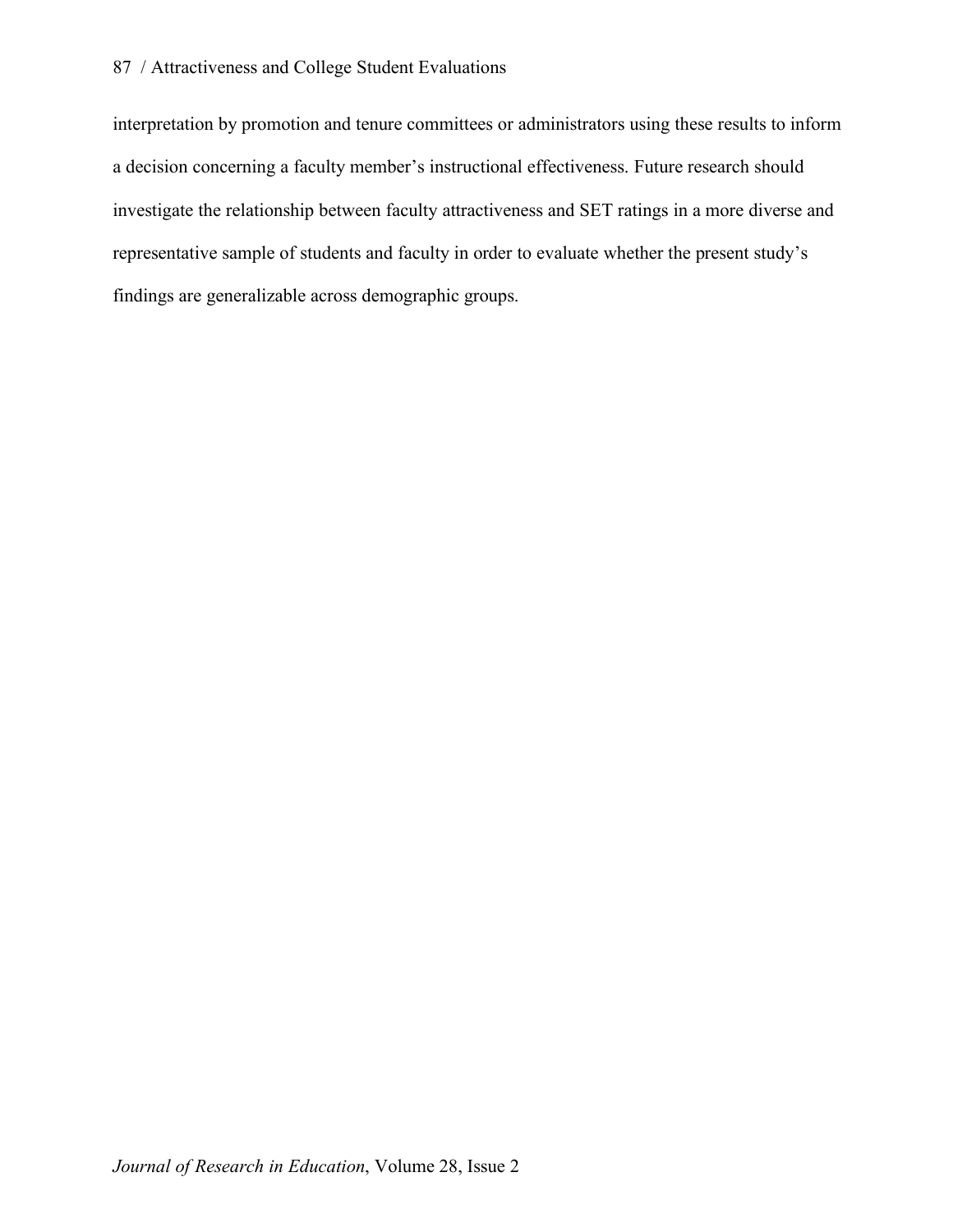interpretation by promotion and tenure committees or administrators using these results to inform a decision concerning a faculty member's instructional effectiveness. Future research should investigate the relationship between faculty attractiveness and SET ratings in a more diverse and representative sample of students and faculty in order to evaluate whether the present study's findings are generalizable across demographic groups.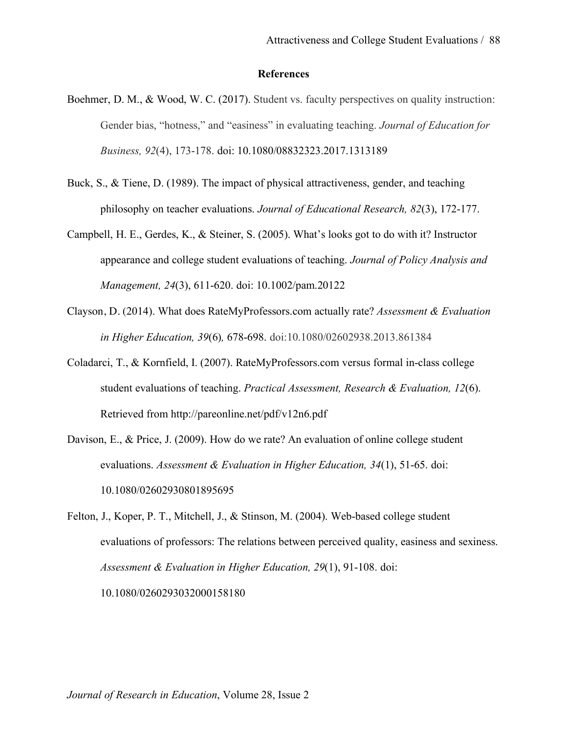## References

Boehmer, D. M., & Wood, W. C. (2017). Student vs. faculty perspectives on quality instruction: Gender bias, "hotness," and "easiness" in evaluating teaching. *Journal of Education for Business, 92*(4), 173-178. doi: 10.1080/08832323.2017.1313189

Buck, S., & Tiene, D. (1989). The impact of physical attractiveness, gender, and teaching philosophy on teacher evaluations. *Journal of Educational Research, 82*(3), 172-177.

Campbell, H. E., Gerdes, K., & Steiner, S. (2005). What's looks got to do with it? Instructor appearance and college student evaluations of teaching. *Journal of Policy Analysis and Management, 24*(3), 611-620. doi: 10.1002/pam.20122

Clayson, D. (2014). What does RateMyProfessors.com actually rate? *Assessment & Evaluation in Higher Education, 39*(6)*,* 678-698. doi:10.1080/02602938.2013.861384

Coladarci, T., & Kornfield, I. (2007). RateMyProfessors.com versus formal in-class college student evaluations of teaching. *Practical Assessment, Research & Evaluation, 12*(6). Retrieved from http://pareonline.net/pdf/v12n6.pdf

Davison, E., & Price, J. (2009). How do we rate? An evaluation of online college student evaluations. *Assessment & Evaluation in Higher Education, 34*(1), 51-65. doi: 10.1080/02602930801895695

Felton, J., Koper, P. T., Mitchell, J., & Stinson, M. (2004). Web-based college student evaluations of professors: The relations between perceived quality, easiness and sexiness. *Assessment & Evaluation in Higher Education, 29*(1), 91-108. doi: 10.1080/0260293032000158180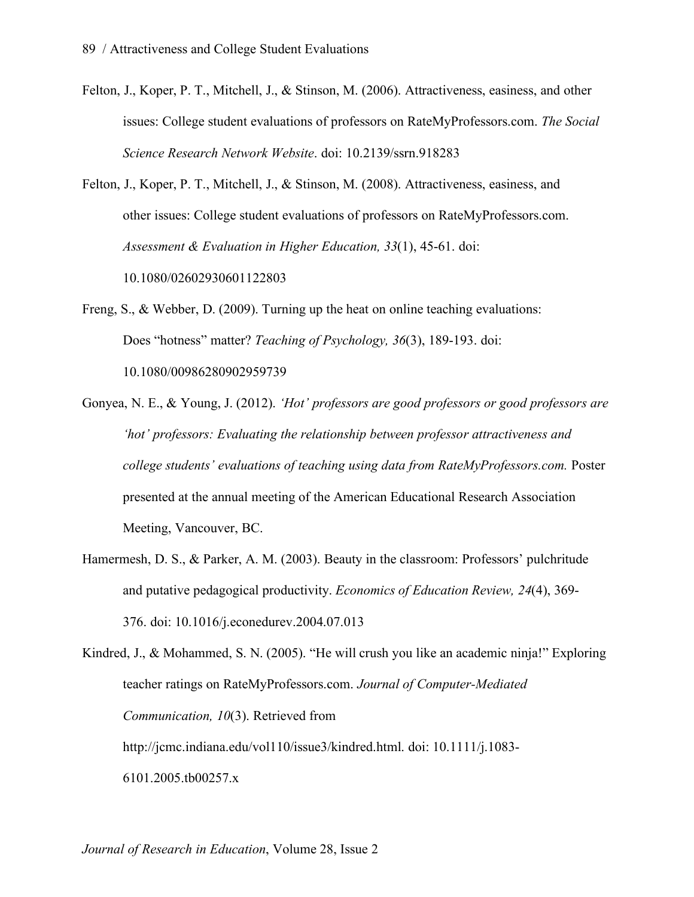Felton, J., Koper, P. T., Mitchell, J., & Stinson, M. (2006). Attractiveness, easiness, and other issues: College student evaluations of professors on RateMyProfessors.com. *The Social Science Research Network Website*. doi: 10.2139/ssrn.918283

Felton, J., Koper, P. T., Mitchell, J., & Stinson, M. (2008). Attractiveness, easiness, and other issues: College student evaluations of professors on RateMyProfessors.com. *Assessment & Evaluation in Higher Education, 33*(1), 45-61. doi: 10.1080/02602930601122803

Freng, S., & Webber, D. (2009). Turning up the heat on online teaching evaluations: Does "hotness" matter? *Teaching of Psychology, 36*(3), 189-193. doi: 10.1080/00986280902959739

Gonyea, N. E., & Young, J. (2012). *'Hot' professors are good professors or good professors are 'hot' professors: Evaluating the relationship between professor attractiveness and college students' evaluations of teaching using data from RateMyProfessors.com.* Poster presented at the annual meeting of the American Educational Research Association Meeting, Vancouver, BC.

Hamermesh, D. S., & Parker, A. M. (2003). Beauty in the classroom: Professors' pulchritude and putative pedagogical productivity. *Economics of Education Review, 24*(4), 369-376. doi: 10.1016/j.econedurev.2004.07.013

Kindred, J., & Mohammed, S. N. (2005). "He will crush you like an academic ninja!" Exploring teacher ratings on RateMyProfessors.com. *Journal of Computer-Mediated Communication, 10*(3). Retrieved from http://jcmc.indiana.edu/vol110/issue3/kindred.html. doi: 10.1111/j.1083-6101.2005.tb00257.x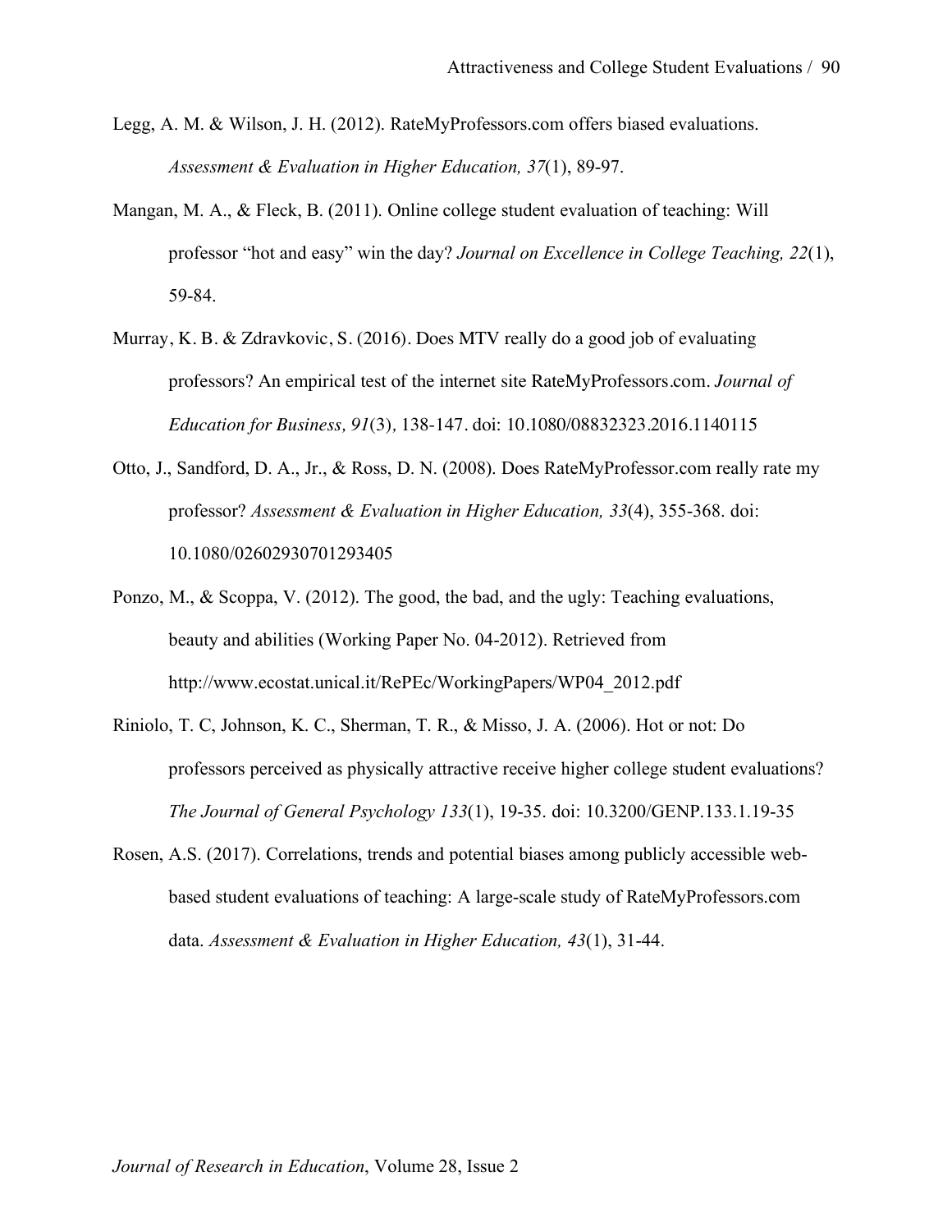Legg, A. M. & Wilson, J. H. (2012). RateMyProfessors.com offers biased evaluations. *Assessment & Evaluation in Higher Education, 37*(1), 89-97.

Mangan, M. A., & Fleck, B. (2011). Online college student evaluation of teaching: Will professor "hot and easy" win the day? *Journal on Excellence in College Teaching, 22*(1), 59-84.

Murray, K. B. & Zdravkovic, S. (2016). Does MTV really do a good job of evaluating professors? An empirical test of the internet site RateMyProfessors.com. *Journal of Education for Business, 91*(3), 138-147. doi: 10.1080/08832323.2016.1140115

Otto, J., Sandford, D. A., Jr., & Ross, D. N. (2008). Does RateMyProfessor.com really rate my professor? *Assessment & Evaluation in Higher Education, 33*(4), 355-368. doi: 10.1080/02602930701293405

Ponzo, M., & Scoppa, V. (2012). The good, the bad, and the ugly: Teaching evaluations, beauty and abilities (Working Paper No. 04-2012). Retrieved from http://www.ecostat.unical.it/RePEc/WorkingPapers/WP04_2012.pdf

Riniolo, T. C, Johnson, K. C., Sherman, T. R., & Misso, J. A. (2006). Hot or not: Do professors perceived as physically attractive receive higher college student evaluations? *The Journal of General Psychology 133*(1), 19-35. doi: 10.3200/GENP.133.1.19-35

Rosen, A.S. (2017). Correlations, trends and potential biases among publicly accessible web-based student evaluations of teaching: A large-scale study of RateMyProfessors.com data. *Assessment & Evaluation in Higher Education, 43*(1), 31-44.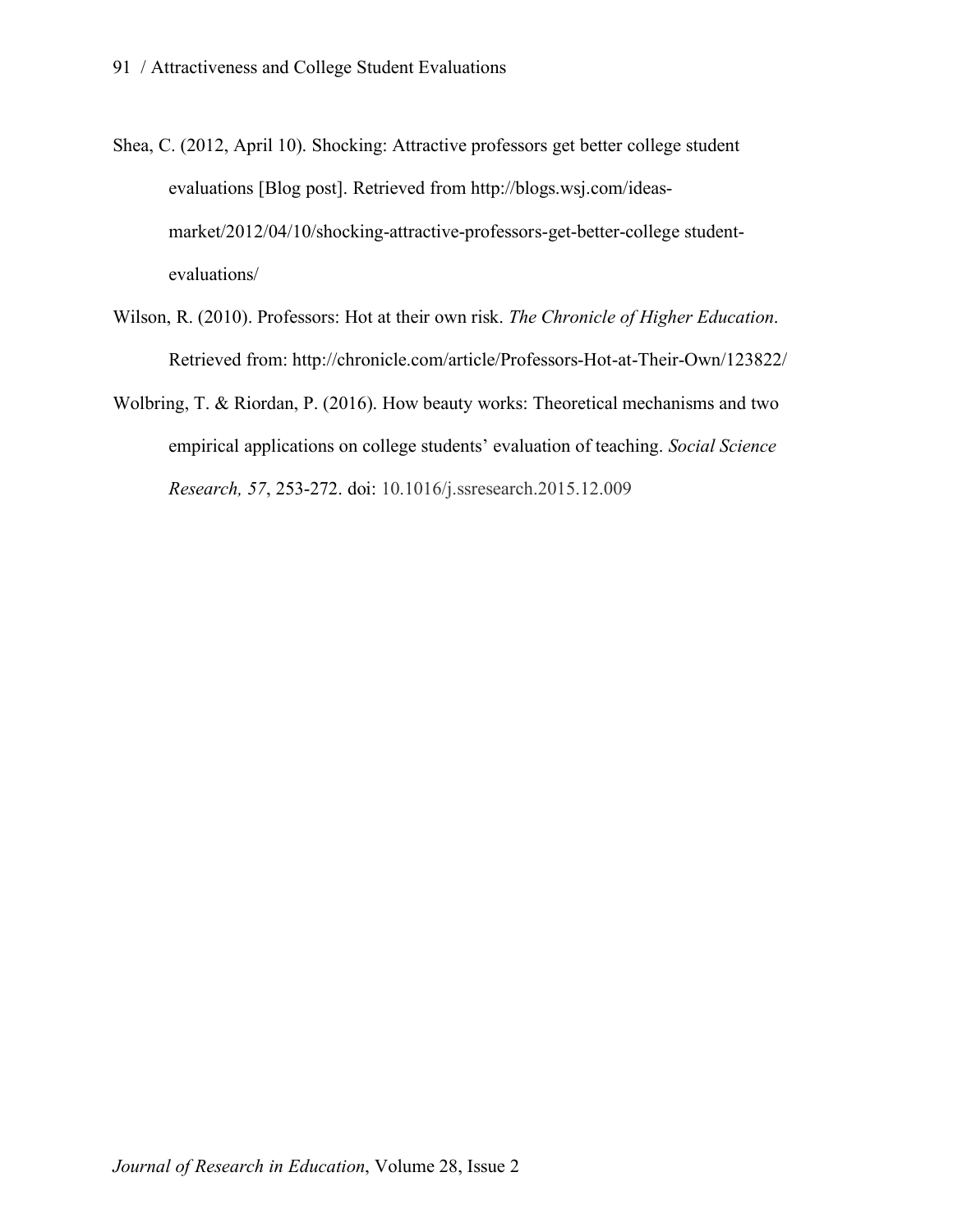Shea, C. (2012, April 10). Shocking: Attractive professors get better college student evaluations [Blog post]. Retrieved from http://blogs.wsj.com/ideas-market/2012/04/10/shocking-attractive-professors-get-better-college student-evaluations/

Wilson, R. (2010). Professors: Hot at their own risk. *The Chronicle of Higher Education*. Retrieved from: http://chronicle.com/article/Professors-Hot-at-Their-Own/123822/

Wolbring, T. & Riordan, P. (2016). How beauty works: Theoretical mechanisms and two empirical applications on college students' evaluation of teaching. *Social Science Research, 57*, 253-272. doi: 10.1016/j.ssresearch.2015.12.009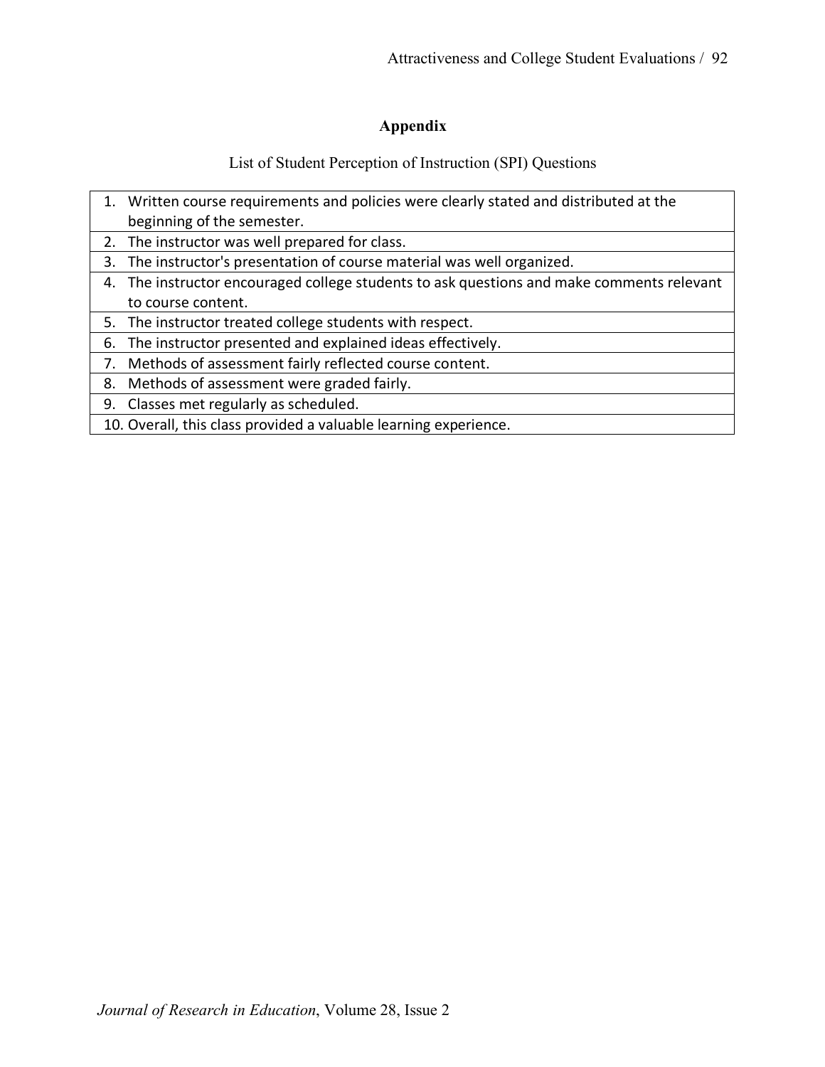## Appendix

List of Student Perception of Instruction (SPI) Questions

| |
|---|
| 1. Written course requirements and policies were clearly stated and distributed at the beginning of the semester. |
| 2. The instructor was well prepared for class. |
| 3. The instructor's presentation of course material was well organized. |
| 4. The instructor encouraged college students to ask questions and make comments relevant to course content. |
| 5. The instructor treated college students with respect. |
| 6. The instructor presented and explained ideas effectively. |
| 7. Methods of assessment fairly reflected course content. |
| 8. Methods of assessment were graded fairly. |
| 9. Classes met regularly as scheduled. |
| 10. Overall, this class provided a valuable learning experience. |